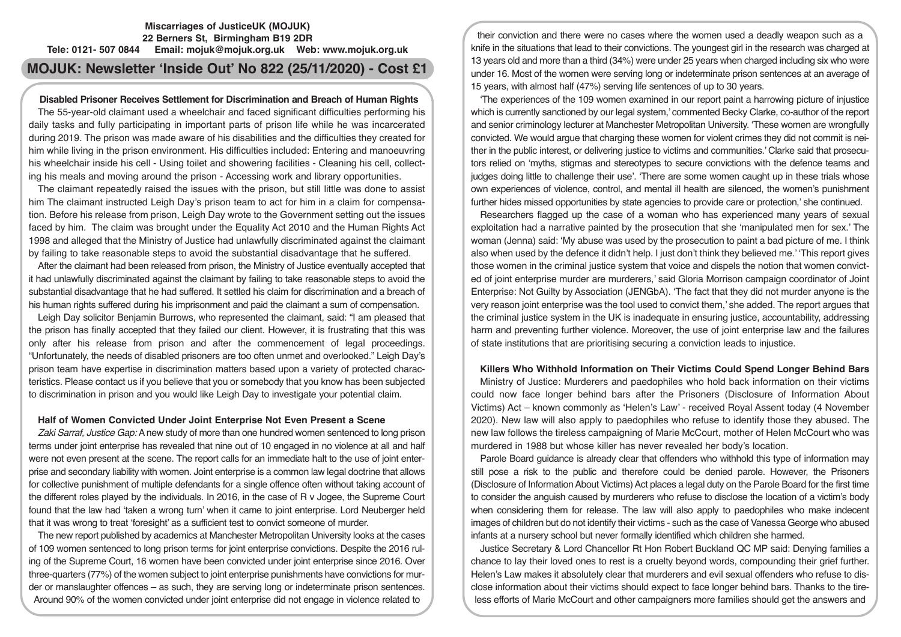**Miscarriages of JusticeUK (MOJUK)**
**22 Berners St, Birmingham B19 2DR**
**Tele: 0121- 507 0844 Email: mojuk@mojuk.org.uk Web: www.mojuk.org.uk**

# MOJUK: Newsletter 'Inside Out' No 822 (25/11/2020) - Cost £1

## Disabled Prisoner Receives Settlement for Discrimination and Breach of Human Rights

The 55-year-old claimant used a wheelchair and faced significant difficulties performing his daily tasks and fully participating in important parts of prison life while he was incarcerated during 2019. The prison was made aware of his disabilities and the difficulties they created for him while living in the prison environment. His difficulties included: Entering and manoeuvring his wheelchair inside his cell - Using toilet and showering facilities - Cleaning his cell, collecting his meals and moving around the prison - Accessing work and library opportunities.

The claimant repeatedly raised the issues with the prison, but still little was done to assist him The claimant instructed Leigh Day's prison team to act for him in a claim for compensation. Before his release from prison, Leigh Day wrote to the Government setting out the issues faced by him. The claim was brought under the Equality Act 2010 and the Human Rights Act 1998 and alleged that the Ministry of Justice had unlawfully discriminated against the claimant by failing to take reasonable steps to avoid the substantial disadvantage that he suffered.

After the claimant had been released from prison, the Ministry of Justice eventually accepted that it had unlawfully discriminated against the claimant by failing to take reasonable steps to avoid the substantial disadvantage that he had suffered. It settled his claim for discrimination and a breach of his human rights suffered during his imprisonment and paid the claimant a sum of compensation.

Leigh Day solicitor Benjamin Burrows, who represented the claimant, said: "I am pleased that the prison has finally accepted that they failed our client. However, it is frustrating that this was only after his release from prison and after the commencement of legal proceedings. "Unfortunately, the needs of disabled prisoners are too often unmet and overlooked." Leigh Day's prison team have expertise in discrimination matters based upon a variety of protected characteristics. Please contact us if you believe that you or somebody that you know has been subjected to discrimination in prison and you would like Leigh Day to investigate your potential claim.

## Half of Women Convicted Under Joint Enterprise Not Even Present a Scene

*Zaki Sarraf, Justice Gap:* A new study of more than one hundred women sentenced to long prison terms under joint enterprise has revealed that nine out of 10 engaged in no violence at all and half were not even present at the scene. The report calls for an immediate halt to the use of joint enterprise and secondary liability with women. Joint enterprise is a common law legal doctrine that allows for collective punishment of multiple defendants for a single offence often without taking account of the different roles played by the individuals. In 2016, in the case of R v Jogee, the Supreme Court found that the law had 'taken a wrong turn' when it came to joint enterprise. Lord Neuberger held that it was wrong to treat 'foresight' as a sufficient test to convict someone of murder.

The new report published by academics at Manchester Metropolitan University looks at the cases of 109 women sentenced to long prison terms for joint enterprise convictions. Despite the 2016 ruling of the Supreme Court, 16 women have been convicted under joint enterprise since 2016. Over three-quarters (77%) of the women subject to joint enterprise punishments have convictions for murder or manslaughter offences – as such, they are serving long or indeterminate prison sentences. Around 90% of the women convicted under joint enterprise did not engage in violence related to their conviction and there were no cases where the women used a deadly weapon such as a knife in the situations that lead to their convictions. The youngest girl in the research was charged at 13 years old and more than a third (34%) were under 25 years when charged including six who were under 16. Most of the women were serving long or indeterminate prison sentences at an average of 15 years, with almost half (47%) serving life sentences of up to 30 years.

'The experiences of the 109 women examined in our report paint a harrowing picture of injustice which is currently sanctioned by our legal system,' commented Becky Clarke, co-author of the report and senior criminology lecturer at Manchester Metropolitan University. 'These women are wrongfully convicted. We would argue that charging these women for violent crimes they did not commit is neither in the public interest, or delivering justice to victims and communities.' Clarke said that prosecutors relied on 'myths, stigmas and stereotypes to secure convictions with the defence teams and judges doing little to challenge their use'. 'There are some women caught up in these trials whose own experiences of violence, control, and mental ill health are silenced, the women's punishment further hides missed opportunities by state agencies to provide care or protection,' she continued.

Researchers flagged up the case of a woman who has experienced many years of sexual exploitation had a narrative painted by the prosecution that she 'manipulated men for sex.' The woman (Jenna) said: 'My abuse was used by the prosecution to paint a bad picture of me. I think also when used by the defence it didn't help. I just don't think they believed me.' 'This report gives those women in the criminal justice system that voice and dispels the notion that women convicted of joint enterprise murder are murderers,' said Gloria Morrison campaign coordinator of Joint Enterprise: Not Guilty by Association (JENGbA). 'The fact that they did not murder anyone is the very reason joint enterprise was the tool used to convict them,' she added. The report argues that the criminal justice system in the UK is inadequate in ensuring justice, accountability, addressing harm and preventing further violence. Moreover, the use of joint enterprise law and the failures of state institutions that are prioritising securing a conviction leads to injustice.

## Killers Who Withhold Information on Their Victims Could Spend Longer Behind Bars

Ministry of Justice: Murderers and paedophiles who hold back information on their victims could now face longer behind bars after the Prisoners (Disclosure of Information About Victims) Act – known commonly as 'Helen's Law' - received Royal Assent today (4 November 2020). New law will also apply to paedophiles who refuse to identify those they abused. The new law follows the tireless campaigning of Marie McCourt, mother of Helen McCourt who was murdered in 1988 but whose killer has never revealed her body's location.

Parole Board guidance is already clear that offenders who withhold this type of information may still pose a risk to the public and therefore could be denied parole. However, the Prisoners (Disclosure of Information About Victims) Act places a legal duty on the Parole Board for the first time to consider the anguish caused by murderers who refuse to disclose the location of a victim's body when considering them for release. The law will also apply to paedophiles who make indecent images of children but do not identify their victims - such as the case of Vanessa George who abused infants at a nursery school but never formally identified which children she harmed.

Justice Secretary & Lord Chancellor Rt Hon Robert Buckland QC MP said: Denying families a chance to lay their loved ones to rest is a cruelty beyond words, compounding their grief further. Helen's Law makes it absolutely clear that murderers and evil sexual offenders who refuse to disclose information about their victims should expect to face longer behind bars. Thanks to the tireless efforts of Marie McCourt and other campaigners more families should get the answers and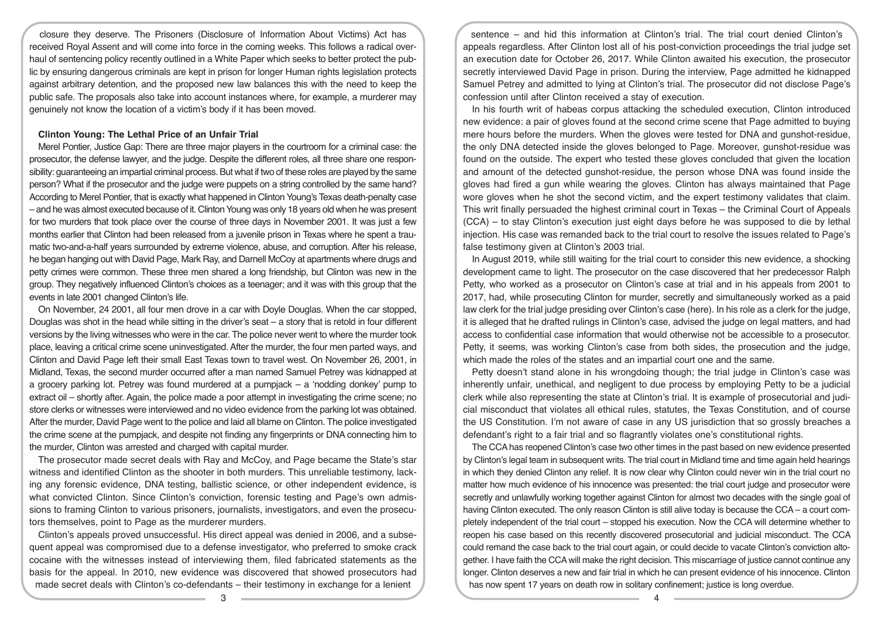closure they deserve. The Prisoners (Disclosure of Information About Victims) Act has received Royal Assent and will come into force in the coming weeks. This follows a radical overhaul of sentencing policy recently outlined in a White Paper which seeks to better protect the public by ensuring dangerous criminals are kept in prison for longer Human rights legislation protects against arbitrary detention, and the proposed new law balances this with the need to keep the public safe. The proposals also take into account instances where, for example, a murderer may genuinely not know the location of a victim's body if it has been moved.

**Clinton Young: The Lethal Price of an Unfair Trial**

Merel Pontier, Justice Gap: There are three major players in the courtroom for a criminal case: the prosecutor, the defense lawyer, and the judge. Despite the different roles, all three share one responsibility: guaranteeing an impartial criminal process. But what if two of these roles are played by the same person? What if the prosecutor and the judge were puppets on a string controlled by the same hand? According to Merel Pontier, that is exactly what happened in Clinton Young's Texas death-penalty case – and he was almost executed because of it. Clinton Young was only 18 years old when he was present for two murders that took place over the course of three days in November 2001. It was just a few months earlier that Clinton had been released from a juvenile prison in Texas where he spent a traumatic two-and-a-half years surrounded by extreme violence, abuse, and corruption. After his release, he began hanging out with David Page, Mark Ray, and Darnell McCoy at apartments where drugs and petty crimes were common. These three men shared a long friendship, but Clinton was new in the group. They negatively influenced Clinton's choices as a teenager; and it was with this group that the events in late 2001 changed Clinton's life.

On November, 24 2001, all four men drove in a car with Doyle Douglas. When the car stopped, Douglas was shot in the head while sitting in the driver's seat – a story that is retold in four different versions by the living witnesses who were in the car. The police never went to where the murder took place, leaving a critical crime scene uninvestigated. After the murder, the four men parted ways, and Clinton and David Page left their small East Texas town to travel west. On November 26, 2001, in Midland, Texas, the second murder occurred after a man named Samuel Petrey was kidnapped at a grocery parking lot. Petrey was found murdered at a pumpjack – a 'nodding donkey' pump to extract oil – shortly after. Again, the police made a poor attempt in investigating the crime scene; no store clerks or witnesses were interviewed and no video evidence from the parking lot was obtained. After the murder, David Page went to the police and laid all blame on Clinton. The police investigated the crime scene at the pumpjack, and despite not finding any fingerprints or DNA connecting him to the murder, Clinton was arrested and charged with capital murder.

The prosecutor made secret deals with Ray and McCoy, and Page became the State's star witness and identified Clinton as the shooter in both murders. This unreliable testimony, lacking any forensic evidence, DNA testing, ballistic science, or other independent evidence, is what convicted Clinton. Since Clinton's conviction, forensic testing and Page's own admissions to framing Clinton to various prisoners, journalists, investigators, and even the prosecutors themselves, point to Page as the murderer murders.

Clinton's appeals proved unsuccessful. His direct appeal was denied in 2006, and a subsequent appeal was compromised due to a defense investigator, who preferred to smoke crack cocaine with the witnesses instead of interviewing them, filed fabricated statements as the basis for the appeal. In 2010, new evidence was discovered that showed prosecutors had made secret deals with Clinton's co-defendants – their testimony in exchange for a lenient sentence – and hid this information at Clinton's trial. The trial court denied Clinton's appeals regardless. After Clinton lost all of his post-conviction proceedings the trial judge set an execution date for October 26, 2017. While Clinton awaited his execution, the prosecutor secretly interviewed David Page in prison. During the interview, Page admitted he kidnapped Samuel Petrey and admitted to lying at Clinton's trial. The prosecutor did not disclose Page's confession until after Clinton received a stay of execution.

In his fourth writ of habeas corpus attacking the scheduled execution, Clinton introduced new evidence: a pair of gloves found at the second crime scene that Page admitted to buying mere hours before the murders. When the gloves were tested for DNA and gunshot-residue, the only DNA detected inside the gloves belonged to Page. Moreover, gunshot-residue was found on the outside. The expert who tested these gloves concluded that given the location and amount of the detected gunshot-residue, the person whose DNA was found inside the gloves had fired a gun while wearing the gloves. Clinton has always maintained that Page wore gloves when he shot the second victim, and the expert testimony validates that claim. This writ finally persuaded the highest criminal court in Texas – the Criminal Court of Appeals (CCA) – to stay Clinton's execution just eight days before he was supposed to die by lethal injection. His case was remanded back to the trial court to resolve the issues related to Page's false testimony given at Clinton's 2003 trial.

In August 2019, while still waiting for the trial court to consider this new evidence, a shocking development came to light. The prosecutor on the case discovered that her predecessor Ralph Petty, who worked as a prosecutor on Clinton's case at trial and in his appeals from 2001 to 2017, had, while prosecuting Clinton for murder, secretly and simultaneously worked as a paid law clerk for the trial judge presiding over Clinton's case (here). In his role as a clerk for the judge, it is alleged that he drafted rulings in Clinton's case, advised the judge on legal matters, and had access to confidential case information that would otherwise not be accessible to a prosecutor. Petty, it seems, was working Clinton's case from both sides, the prosecution and the judge, which made the roles of the states and an impartial court one and the same.

Petty doesn't stand alone in his wrongdoing though; the trial judge in Clinton's case was inherently unfair, unethical, and negligent to due process by employing Petty to be a judicial clerk while also representing the state at Clinton's trial. It is example of prosecutorial and judicial misconduct that violates all ethical rules, statutes, the Texas Constitution, and of course the US Constitution. I'm not aware of case in any US jurisdiction that so grossly breaches a defendant's right to a fair trial and so flagrantly violates one's constitutional rights.

The CCA has reopened Clinton's case two other times in the past based on new evidence presented by Clinton's legal team in subsequent writs. The trial court in Midland time and time again held hearings in which they denied Clinton any relief. It is now clear why Clinton could never win in the trial court no matter how much evidence of his innocence was presented: the trial court judge and prosecutor were secretly and unlawfully working together against Clinton for almost two decades with the single goal of having Clinton executed. The only reason Clinton is still alive today is because the CCA – a court completely independent of the trial court – stopped his execution. Now the CCA will determine whether to reopen his case based on this recently discovered prosecutorial and judicial misconduct. The CCA could remand the case back to the trial court again, or could decide to vacate Clinton's conviction altogether. I have faith the CCA will make the right decision. This miscarriage of justice cannot continue any longer. Clinton deserves a new and fair trial in which he can present evidence of his innocence. Clinton has now spent 17 years on death row in solitary confinement; justice is long overdue.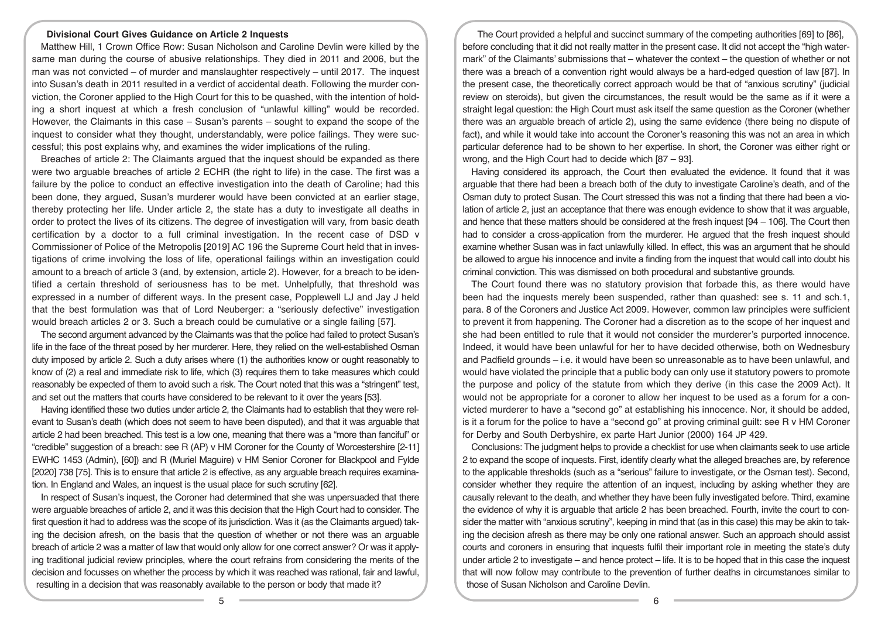## Divisional Court Gives Guidance on Article 2 Inquests

Matthew Hill, 1 Crown Office Row: Susan Nicholson and Caroline Devlin were killed by the same man during the course of abusive relationships. They died in 2011 and 2006, but the man was not convicted – of murder and manslaughter respectively – until 2017. The inquest into Susan's death in 2011 resulted in a verdict of accidental death. Following the murder conviction, the Coroner applied to the High Court for this to be quashed, with the intention of holding a short inquest at which a fresh conclusion of "unlawful killing" would be recorded. However, the Claimants in this case – Susan's parents – sought to expand the scope of the inquest to consider what they thought, understandably, were police failings. They were successful; this post explains why, and examines the wider implications of the ruling.

Breaches of article 2: The Claimants argued that the inquest should be expanded as there were two arguable breaches of article 2 ECHR (the right to life) in the case. The first was a failure by the police to conduct an effective investigation into the death of Caroline; had this been done, they argued, Susan's murderer would have been convicted at an earlier stage, thereby protecting her life. Under article 2, the state has a duty to investigate all deaths in order to protect the lives of its citizens. The degree of investigation will vary, from basic death certification by a doctor to a full criminal investigation. In the recent case of DSD v Commissioner of Police of the Metropolis [2019] AC 196 the Supreme Court held that in investigations of crime involving the loss of life, operational failings within an investigation could amount to a breach of article 3 (and, by extension, article 2). However, for a breach to be identified a certain threshold of seriousness has to be met. Unhelpfully, that threshold was expressed in a number of different ways. In the present case, Popplewell LJ and Jay J held that the best formulation was that of Lord Neuberger: a "seriously defective" investigation would breach articles 2 or 3. Such a breach could be cumulative or a single failing [57].

The second argument advanced by the Claimants was that the police had failed to protect Susan's life in the face of the threat posed by her murderer. Here, they relied on the well-established Osman duty imposed by article 2. Such a duty arises where (1) the authorities know or ought reasonably to know of (2) a real and immediate risk to life, which (3) requires them to take measures which could reasonably be expected of them to avoid such a risk. The Court noted that this was a "stringent" test, and set out the matters that courts have considered to be relevant to it over the years [53].

Having identified these two duties under article 2, the Claimants had to establish that they were relevant to Susan's death (which does not seem to have been disputed), and that it was arguable that article 2 had been breached. This test is a low one, meaning that there was a "more than fanciful" or "credible" suggestion of a breach: see R (AP) v HM Coroner for the County of Worcestershire [2-11] EWHC 1453 (Admin), [60]) and R (Muriel Maguire) v HM Senior Coroner for Blackpool and Fylde [2020] 738 [75]. This is to ensure that article 2 is effective, as any arguable breach requires examination. In England and Wales, an inquest is the usual place for such scrutiny [62].

In respect of Susan's inquest, the Coroner had determined that she was unpersuaded that there were arguable breaches of article 2, and it was this decision that the High Court had to consider. The first question it had to address was the scope of its jurisdiction. Was it (as the Claimants argued) taking the decision afresh, on the basis that the question of whether or not there was an arguable breach of article 2 was a matter of law that would only allow for one correct answer? Or was it applying traditional judicial review principles, where the court refrains from considering the merits of the decision and focusses on whether the process by which it was reached was rational, fair and lawful, resulting in a decision that was reasonably available to the person or body that made it?

The Court provided a helpful and succinct summary of the competing authorities [69] to [86], before concluding that it did not really matter in the present case. It did not accept the "high watermark" of the Claimants' submissions that – whatever the context – the question of whether or not there was a breach of a convention right would always be a hard-edged question of law [87]. In the present case, the theoretically correct approach would be that of "anxious scrutiny" (judicial review on steroids), but given the circumstances, the result would be the same as if it were a straight legal question: the High Court must ask itself the same question as the Coroner (whether there was an arguable breach of article 2), using the same evidence (there being no dispute of fact), and while it would take into account the Coroner's reasoning this was not an area in which particular deference had to be shown to her expertise. In short, the Coroner was either right or wrong, and the High Court had to decide which [87 – 93].

Having considered its approach, the Court then evaluated the evidence. It found that it was arguable that there had been a breach both of the duty to investigate Caroline's death, and of the Osman duty to protect Susan. The Court stressed this was not a finding that there had been a violation of article 2, just an acceptance that there was enough evidence to show that it was arguable, and hence that these matters should be considered at the fresh inquest [94 – 106]. The Court then had to consider a cross-application from the murderer. He argued that the fresh inquest should examine whether Susan was in fact unlawfully killed. In effect, this was an argument that he should be allowed to argue his innocence and invite a finding from the inquest that would call into doubt his criminal conviction. This was dismissed on both procedural and substantive grounds.

The Court found there was no statutory provision that forbade this, as there would have been had the inquests merely been suspended, rather than quashed: see s. 11 and sch.1, para. 8 of the Coroners and Justice Act 2009. However, common law principles were sufficient to prevent it from happening. The Coroner had a discretion as to the scope of her inquest and she had been entitled to rule that it would not consider the murderer's purported innocence. Indeed, it would have been unlawful for her to have decided otherwise, both on Wednesbury and Padfield grounds – i.e. it would have been so unreasonable as to have been unlawful, and would have violated the principle that a public body can only use it statutory powers to promote the purpose and policy of the statute from which they derive (in this case the 2009 Act). It would not be appropriate for a coroner to allow her inquest to be used as a forum for a convicted murderer to have a "second go" at establishing his innocence. Nor, it should be added, is it a forum for the police to have a "second go" at proving criminal guilt: see R v HM Coroner for Derby and South Derbyshire, ex parte Hart Junior (2000) 164 JP 429.

Conclusions: The judgment helps to provide a checklist for use when claimants seek to use article 2 to expand the scope of inquests. First, identify clearly what the alleged breaches are, by reference to the applicable thresholds (such as a "serious" failure to investigate, or the Osman test). Second, consider whether they require the attention of an inquest, including by asking whether they are causally relevant to the death, and whether they have been fully investigated before. Third, examine the evidence of why it is arguable that article 2 has been breached. Fourth, invite the court to consider the matter with "anxious scrutiny", keeping in mind that (as in this case) this may be akin to taking the decision afresh as there may be only one rational answer. Such an approach should assist courts and coroners in ensuring that inquests fulfil their important role in meeting the state's duty under article 2 to investigate – and hence protect – life. It is to be hoped that in this case the inquest that will now follow may contribute to the prevention of further deaths in circumstances similar to those of Susan Nicholson and Caroline Devlin.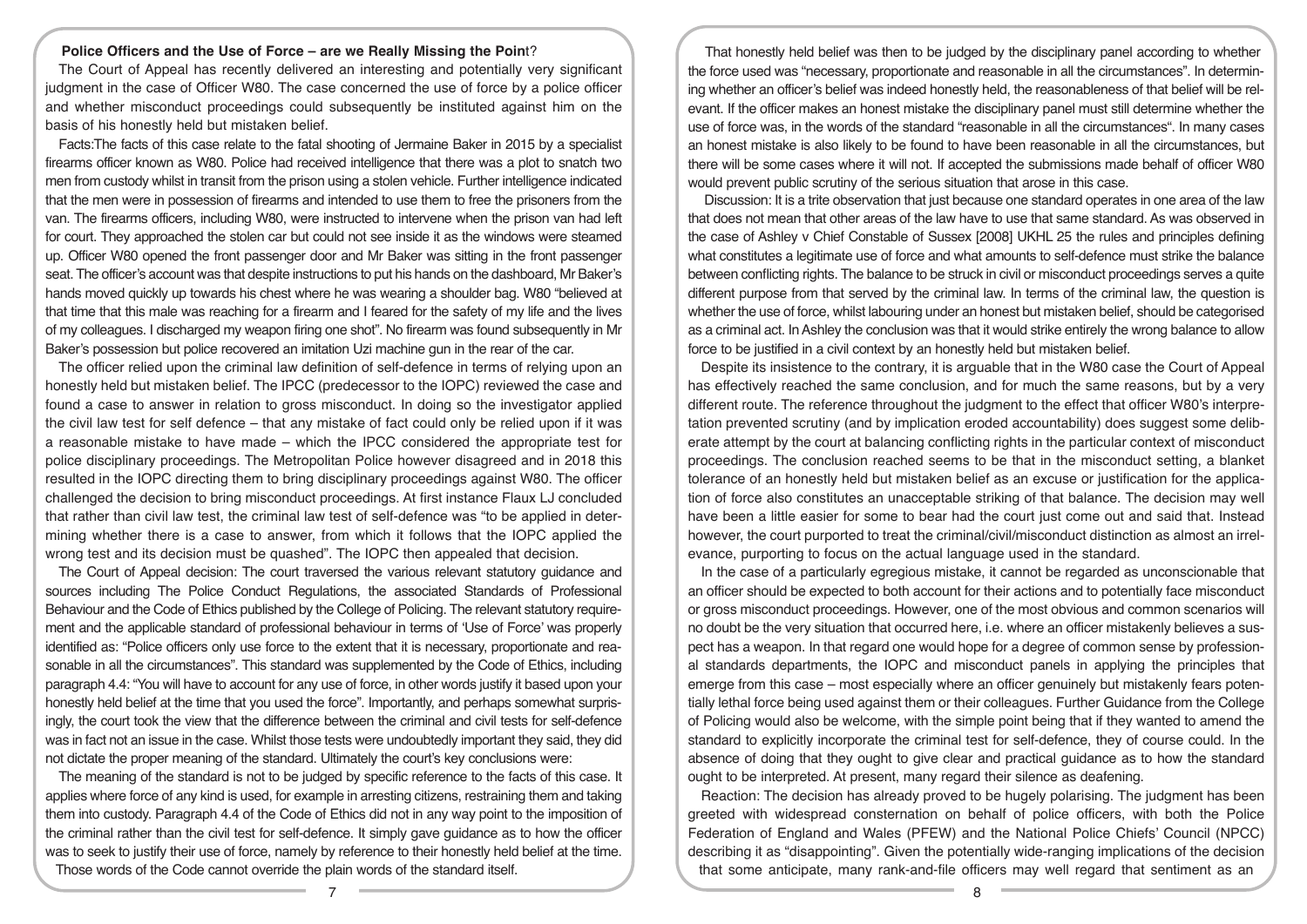## Police Officers and the Use of Force – are we Really Missing the Point?

The Court of Appeal has recently delivered an interesting and potentially very significant judgment in the case of Officer W80. The case concerned the use of force by a police officer and whether misconduct proceedings could subsequently be instituted against him on the basis of his honestly held but mistaken belief.

**Facts:** The facts of this case relate to the fatal shooting of Jermaine Baker in 2015 by a specialist firearms officer known as W80. Police had received intelligence that there was a plot to snatch two men from custody whilst in transit from the prison using a stolen vehicle. Further intelligence indicated that the men were in possession of firearms and intended to use them to free the prisoners from the van. The firearms officers, including W80, were instructed to intervene when the prison van had left for court. They approached the stolen car but could not see inside it as the windows were steamed up. Officer W80 opened the front passenger door and Mr Baker was sitting in the front passenger seat. The officer's account was that despite instructions to put his hands on the dashboard, Mr Baker's hands moved quickly up towards his chest where he was wearing a shoulder bag. W80 "believed at that time that this male was reaching for a firearm and I feared for the safety of my life and the lives of my colleagues. I discharged my weapon firing one shot". No firearm was found subsequently in Mr Baker's possession but police recovered an imitation Uzi machine gun in the rear of the car.

The officer relied upon the criminal law definition of self-defence in terms of relying upon an honestly held but mistaken belief. The IPCC (predecessor to the IOPC) reviewed the case and found a case to answer in relation to gross misconduct. In doing so the investigator applied the civil law test for self defence – that any mistake of fact could only be relied upon if it was a reasonable mistake to have made – which the IPCC considered the appropriate test for police disciplinary proceedings. The Metropolitan Police however disagreed and in 2018 this resulted in the IOPC directing them to bring disciplinary proceedings against W80. The officer challenged the decision to bring misconduct proceedings. At first instance Flaux LJ concluded that rather than civil law test, the criminal law test of self-defence was "to be applied in determining whether there is a case to answer, from which it follows that the IOPC applied the wrong test and its decision must be quashed". The IOPC then appealed that decision.

**The Court of Appeal decision:** The court traversed the various relevant statutory guidance and sources including The Police Conduct Regulations, the associated Standards of Professional Behaviour and the Code of Ethics published by the College of Policing. The relevant statutory requirement and the applicable standard of professional behaviour in terms of 'Use of Force' was properly identified as: "Police officers only use force to the extent that it is necessary, proportionate and reasonable in all the circumstances". This standard was supplemented by the Code of Ethics, including paragraph 4.4: "You will have to account for any use of force, in other words justify it based upon your honestly held belief at the time that you used the force". Importantly, and perhaps somewhat surprisingly, the court took the view that the difference between the criminal and civil tests for self-defence was in fact not an issue in the case. Whilst those tests were undoubtedly important they said, they did not dictate the proper meaning of the standard. Ultimately the court's key conclusions were:

The meaning of the standard is not to be judged by specific reference to the facts of this case. It applies where force of any kind is used, for example in arresting citizens, restraining them and taking them into custody. Paragraph 4.4 of the Code of Ethics did not in any way point to the imposition of the criminal rather than the civil test for self-defence. It simply gave guidance as to how the officer was to seek to justify their use of force, namely by reference to their honestly held belief at the time. Those words of the Code cannot override the plain words of the standard itself.

That honestly held belief was then to be judged by the disciplinary panel according to whether the force used was "necessary, proportionate and reasonable in all the circumstances". In determining whether an officer's belief was indeed honestly held, the reasonableness of that belief will be relevant. If the officer makes an honest mistake the disciplinary panel must still determine whether the use of force was, in the words of the standard "reasonable in all the circumstances". In many cases an honest mistake is also likely to be found to have been reasonable in all the circumstances, but there will be some cases where it will not. If accepted the submissions made behalf of officer W80 would prevent public scrutiny of the serious situation that arose in this case.

**Discussion:** It is a trite observation that just because one standard operates in one area of the law that does not mean that other areas of the law have to use that same standard. As was observed in the case of Ashley v Chief Constable of Sussex [2008] UKHL 25 the rules and principles defining what constitutes a legitimate use of force and what amounts to self-defence must strike the balance between conflicting rights. The balance to be struck in civil or misconduct proceedings serves a quite different purpose from that served by the criminal law. In terms of the criminal law, the question is whether the use of force, whilst labouring under an honest but mistaken belief, should be categorised as a criminal act. In Ashley the conclusion was that it would strike entirely the wrong balance to allow force to be justified in a civil context by an honestly held but mistaken belief.

Despite its insistence to the contrary, it is arguable that in the W80 case the Court of Appeal has effectively reached the same conclusion, and for much the same reasons, but by a very different route. The reference throughout the judgment to the effect that officer W80's interpretation prevented scrutiny (and by implication eroded accountability) does suggest some deliberate attempt by the court at balancing conflicting rights in the particular context of misconduct proceedings. The conclusion reached seems to be that in the misconduct setting, a blanket tolerance of an honestly held but mistaken belief as an excuse or justification for the application of force also constitutes an unacceptable striking of that balance. The decision may well have been a little easier for some to bear had the court just come out and said that. Instead however, the court purported to treat the criminal/civil/misconduct distinction as almost an irrelevance, purporting to focus on the actual language used in the standard.

In the case of a particularly egregious mistake, it cannot be regarded as unconscionable that an officer should be expected to both account for their actions and to potentially face misconduct or gross misconduct proceedings. However, one of the most obvious and common scenarios will no doubt be the very situation that occurred here, i.e. where an officer mistakenly believes a suspect has a weapon. In that regard one would hope for a degree of common sense by professional standards departments, the IOPC and misconduct panels in applying the principles that emerge from this case – most especially where an officer genuinely but mistakenly fears potentially lethal force being used against them or their colleagues. Further Guidance from the College of Policing would also be welcome, with the simple point being that if they wanted to amend the standard to explicitly incorporate the criminal test for self-defence, they of course could. In the absence of doing that they ought to give clear and practical guidance as to how the standard ought to be interpreted. At present, many regard their silence as deafening.

**Reaction:** The decision has already proved to be hugely polarising. The judgment has been greeted with widespread consternation on behalf of police officers, with both the Police Federation of England and Wales (PFEW) and the National Police Chiefs' Council (NPCC) describing it as "disappointing". Given the potentially wide-ranging implications of the decision that some anticipate, many rank-and-file officers may well regard that sentiment as an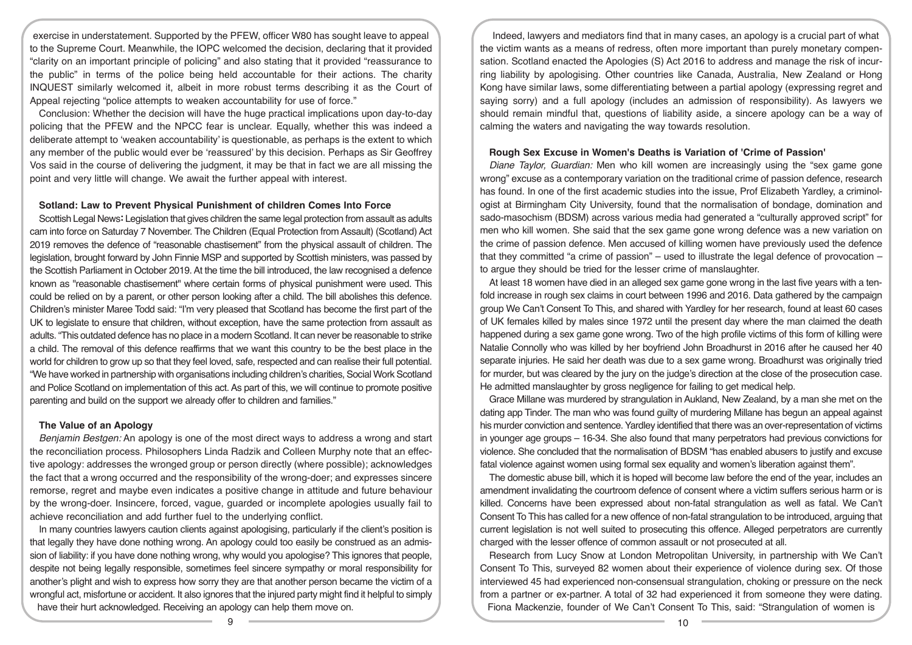exercise in understatement. Supported by the PFEW, officer W80 has sought leave to appeal to the Supreme Court. Meanwhile, the IOPC welcomed the decision, declaring that it provided "clarity on an important principle of policing" and also stating that it provided "reassurance to the public" in terms of the police being held accountable for their actions. The charity INQUEST similarly welcomed it, albeit in more robust terms describing it as the Court of Appeal rejecting "police attempts to weaken accountability for use of force."

Conclusion: Whether the decision will have the huge practical implications upon day-to-day policing that the PFEW and the NPCC fear is unclear. Equally, whether this was indeed a deliberate attempt to 'weaken accountability' is questionable, as perhaps is the extent to which any member of the public would ever be 'reassured' by this decision. Perhaps as Sir Geoffrey Vos said in the course of delivering the judgment, it may be that in fact we are all missing the point and very little will change. We await the further appeal with interest.

**Sotland: Law to Prevent Physical Punishment of children Comes Into Force**

Scottish Legal News**:** Legislation that gives children the same legal protection from assault as adults cam into force on Saturday 7 November. The Children (Equal Protection from Assault) (Scotland) Act 2019 removes the defence of "reasonable chastisement" from the physical assault of children. The legislation, brought forward by John Finnie MSP and supported by Scottish ministers, was passed by the Scottish Parliament in October 2019. At the time the bill introduced, the law recognised a defence known as "reasonable chastisement" where certain forms of physical punishment were used. This could be relied on by a parent, or other person looking after a child. The bill abolishes this defence. Children's minister Maree Todd said: "I'm very pleased that Scotland has become the first part of the UK to legislate to ensure that children, without exception, have the same protection from assault as adults. "This outdated defence has no place in a modern Scotland. It can never be reasonable to strike a child. The removal of this defence reaffirms that we want this country to be the best place in the world for children to grow up so that they feel loved, safe, respected and can realise their full potential. "We have worked in partnership with organisations including children's charities, Social Work Scotland and Police Scotland on implementation of this act. As part of this, we will continue to promote positive parenting and build on the support we already offer to children and families."

**The Value of an Apology**

*Benjamin Bestgen:* An apology is one of the most direct ways to address a wrong and start the reconciliation process. Philosophers Linda Radzik and Colleen Murphy note that an effective apology: addresses the wronged group or person directly (where possible); acknowledges the fact that a wrong occurred and the responsibility of the wrong-doer; and expresses sincere remorse, regret and maybe even indicates a positive change in attitude and future behaviour by the wrong-doer. Insincere, forced, vague, guarded or incomplete apologies usually fail to achieve reconciliation and add further fuel to the underlying conflict.

In many countries lawyers caution clients against apologising, particularly if the client's position is that legally they have done nothing wrong. An apology could too easily be construed as an admission of liability: if you have done nothing wrong, why would you apologise? This ignores that people, despite not being legally responsible, sometimes feel sincere sympathy or moral responsibility for another's plight and wish to express how sorry they are that another person became the victim of a wrongful act, misfortune or accident. It also ignores that the injured party might find it helpful to simply have their hurt acknowledged. Receiving an apology can help them move on.

Indeed, lawyers and mediators find that in many cases, an apology is a crucial part of what the victim wants as a means of redress, often more important than purely monetary compensation. Scotland enacted the Apologies (S) Act 2016 to address and manage the risk of incurring liability by apologising. Other countries like Canada, Australia, New Zealand or Hong Kong have similar laws, some differentiating between a partial apology (expressing regret and saying sorry) and a full apology (includes an admission of responsibility). As lawyers we should remain mindful that, questions of liability aside, a sincere apology can be a way of calming the waters and navigating the way towards resolution.

**Rough Sex Excuse in Women's Deaths is Variation of 'Crime of Passion'**

*Diane Taylor, Guardian:* Men who kill women are increasingly using the "sex game gone wrong" excuse as a contemporary variation on the traditional crime of passion defence, research has found. In one of the first academic studies into the issue, Prof Elizabeth Yardley, a criminologist at Birmingham City University, found that the normalisation of bondage, domination and sado-masochism (BDSM) across various media had generated a "culturally approved script" for men who kill women. She said that the sex game gone wrong defence was a new variation on the crime of passion defence. Men accused of killing women have previously used the defence that they committed "a crime of passion" – used to illustrate the legal defence of provocation – to argue they should be tried for the lesser crime of manslaughter.

At least 18 women have died in an alleged sex game gone wrong in the last five years with a tenfold increase in rough sex claims in court between 1996 and 2016. Data gathered by the campaign group We Can't Consent To This, and shared with Yardley for her research, found at least 60 cases of UK females killed by males since 1972 until the present day where the man claimed the death happened during a sex game gone wrong. Two of the high profile victims of this form of killing were Natalie Connolly who was killed by her boyfriend John Broadhurst in 2016 after he caused her 40 separate injuries. He said her death was due to a sex game gone wrong. Broadhurst was originally tried for murder, but was cleared by the jury on the judge's direction at the close of the prosecution case. He admitted manslaughter by gross negligence for failing to get medical help.

Grace Millane was murdered by strangulation in Aukland, New Zealand, by a man she met on the dating app Tinder. The man who was found guilty of murdering Millane has begun an appeal against his murder conviction and sentence. Yardley identified that there was an over-representation of victims in younger age groups – 16-34. She also found that many perpetrators had previous convictions for violence. She concluded that the normalisation of BDSM "has enabled abusers to justify and excuse fatal violence against women using formal sex equality and women's liberation against them".

The domestic abuse bill, which it is hoped will become law before the end of the year, includes an amendment invalidating the courtroom defence of consent where a victim suffers serious harm or is killed. Concerns have been expressed about non-fatal strangulation as well as fatal. We Can't Consent To This has called for a new offence of non-fatal strangulation to be introduced, arguing that current legislation is not well suited to prosecuting this offence. Alleged perpetrators are currently charged with the lesser offence of common assault or not prosecuted at all.

Research from Lucy Snow at London Metropolitan University, in partnership with We Can't Consent To This, surveyed 82 women about their experience of violence during sex. Of those interviewed 45 had experienced non-consensual strangulation, choking or pressure on the neck from a partner or ex-partner. A total of 32 had experienced it from someone they were dating.

Fiona Mackenzie, founder of We Can't Consent To This, said: "Strangulation of women is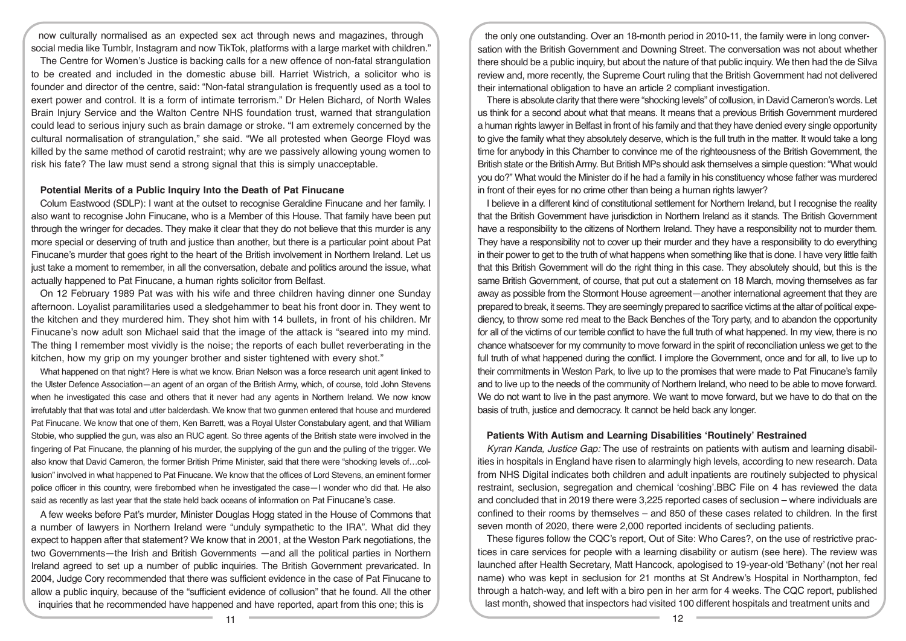now culturally normalised as an expected sex act through news and magazines, through social media like Tumblr, Instagram and now TikTok, platforms with a large market with children."

The Centre for Women's Justice is backing calls for a new offence of non-fatal strangulation to be created and included in the domestic abuse bill. Harriet Wistrich, a solicitor who is founder and director of the centre, said: "Non-fatal strangulation is frequently used as a tool to exert power and control. It is a form of intimate terrorism." Dr Helen Bichard, of North Wales Brain Injury Service and the Walton Centre NHS foundation trust, warned that strangulation could lead to serious injury such as brain damage or stroke. "I am extremely concerned by the cultural normalisation of strangulation," she said. "We all protested when George Floyd was killed by the same method of carotid restraint; why are we passively allowing young women to risk his fate? The law must send a strong signal that this is simply unacceptable.

### Potential Merits of a Public Inquiry Into the Death of Pat Finucane

Colum Eastwood (SDLP): I want at the outset to recognise Geraldine Finucane and her family. I also want to recognise John Finucane, who is a Member of this House. That family have been put through the wringer for decades. They make it clear that they do not believe that this murder is any more special or deserving of truth and justice than another, but there is a particular point about Pat Finucane's murder that goes right to the heart of the British involvement in Northern Ireland. Let us just take a moment to remember, in all the conversation, debate and politics around the issue, what actually happened to Pat Finucane, a human rights solicitor from Belfast.

On 12 February 1989 Pat was with his wife and three children having dinner one Sunday afternoon. Loyalist paramilitaries used a sledgehammer to beat his front door in. They went to the kitchen and they murdered him. They shot him with 14 bullets, in front of his children. Mr Finucane's now adult son Michael said that the image of the attack is "seared into my mind. The thing I remember most vividly is the noise; the reports of each bullet reverberating in the kitchen, how my grip on my younger brother and sister tightened with every shot."

What happened on that night? Here is what we know. Brian Nelson was a force research unit agent linked to the Ulster Defence Association—an agent of an organ of the British Army, which, of course, told John Stevens when he investigated this case and others that it never had any agents in Northern Ireland. We now know irrefutably that that was total and utter balderdash. We know that two gunmen entered that house and murdered Pat Finucane. We know that one of them, Ken Barrett, was a Royal Ulster Constabulary agent, and that William Stobie, who supplied the gun, was also an RUC agent. So three agents of the British state were involved in the fingering of Pat Finucane, the planning of his murder, the supplying of the gun and the pulling of the trigger. We also know that David Cameron, the former British Prime Minister, said that there were "shocking levels of…collusion" involved in what happened to Pat Finucane. We know that the offices of Lord Stevens, an eminent former police officer in this country, were firebombed when he investigated the case—I wonder who did that. He also said as recently as last year that the state held back oceans of information on Pat Finucane's case.

A few weeks before Pat's murder, Minister Douglas Hogg stated in the House of Commons that a number of lawyers in Northern Ireland were "unduly sympathetic to the IRA". What did they expect to happen after that statement? We know that in 2001, at the Weston Park negotiations, the two Governments—the Irish and British Governments —and all the political parties in Northern Ireland agreed to set up a number of public inquiries. The British Government prevaricated. In 2004, Judge Cory recommended that there was sufficient evidence in the case of Pat Finucane to allow a public inquiry, because of the "sufficient evidence of collusion" that he found. All the other inquiries that he recommended have happened and have reported, apart from this one; this is the only one outstanding. Over an 18-month period in 2010-11, the family were in long conversation with the British Government and Downing Street. The conversation was not about whether there should be a public inquiry, but about the nature of that public inquiry. We then had the de Silva review and, more recently, the Supreme Court ruling that the British Government had not delivered their international obligation to have an article 2 compliant investigation.

There is absolute clarity that there were "shocking levels" of collusion, in David Cameron's words. Let us think for a second about what that means. It means that a previous British Government murdered a human rights lawyer in Belfast in front of his family and that they have denied every single opportunity to give the family what they absolutely deserve, which is the full truth in the matter. It would take a long time for anybody in this Chamber to convince me of the righteousness of the British Government, the British state or the British Army. But British MPs should ask themselves a simple question: "What would you do?" What would the Minister do if he had a family in his constituency whose father was murdered in front of their eyes for no crime other than being a human rights lawyer?

I believe in a different kind of constitutional settlement for Northern Ireland, but I recognise the reality that the British Government have jurisdiction in Northern Ireland as it stands. The British Government have a responsibility to the citizens of Northern Ireland. They have a responsibility not to murder them. They have a responsibility not to cover up their murder and they have a responsibility to do everything in their power to get to the truth of what happens when something like that is done. I have very little faith that this British Government will do the right thing in this case. They absolutely should, but this is the same British Government, of course, that put out a statement on 18 March, moving themselves as far away as possible from the Stormont House agreement—another international agreement that they are prepared to break, it seems. They are seemingly prepared to sacrifice victims at the altar of political expediency, to throw some red meat to the Back Benches of the Tory party, and to abandon the opportunity for all of the victims of our terrible conflict to have the full truth of what happened. In my view, there is no chance whatsoever for my community to move forward in the spirit of reconciliation unless we get to the full truth of what happened during the conflict. I implore the Government, once and for all, to live up to their commitments in Weston Park, to live up to the promises that were made to Pat Finucane's family and to live up to the needs of the community of Northern Ireland, who need to be able to move forward. We do not want to live in the past anymore. We want to move forward, but we have to do that on the basis of truth, justice and democracy. It cannot be held back any longer.

### Patients With Autism and Learning Disabilities 'Routinely' Restrained

*Kyran Kanda, Justice Gap:* The use of restraints on patients with autism and learning disabilities in hospitals in England have risen to alarmingly high levels, according to new research. Data from NHS Digital indicates both children and adult inpatients are routinely subjected to physical restraint, seclusion, segregation and chemical 'coshing'.BBC File on 4 has reviewed the data and concluded that in 2019 there were 3,225 reported cases of seclusion – where individuals are confined to their rooms by themselves – and 850 of these cases related to children. In the first seven month of 2020, there were 2,000 reported incidents of secluding patients.

These figures follow the CQC's report, Out of Site: Who Cares?, on the use of restrictive practices in care services for people with a learning disability or autism (see here). The review was launched after Health Secretary, Matt Hancock, apologised to 19-year-old 'Bethany' (not her real name) who was kept in seclusion for 21 months at St Andrew's Hospital in Northampton, fed through a hatch-way, and left with a biro pen in her arm for 4 weeks. The CQC report, published last month, showed that inspectors had visited 100 different hospitals and treatment units and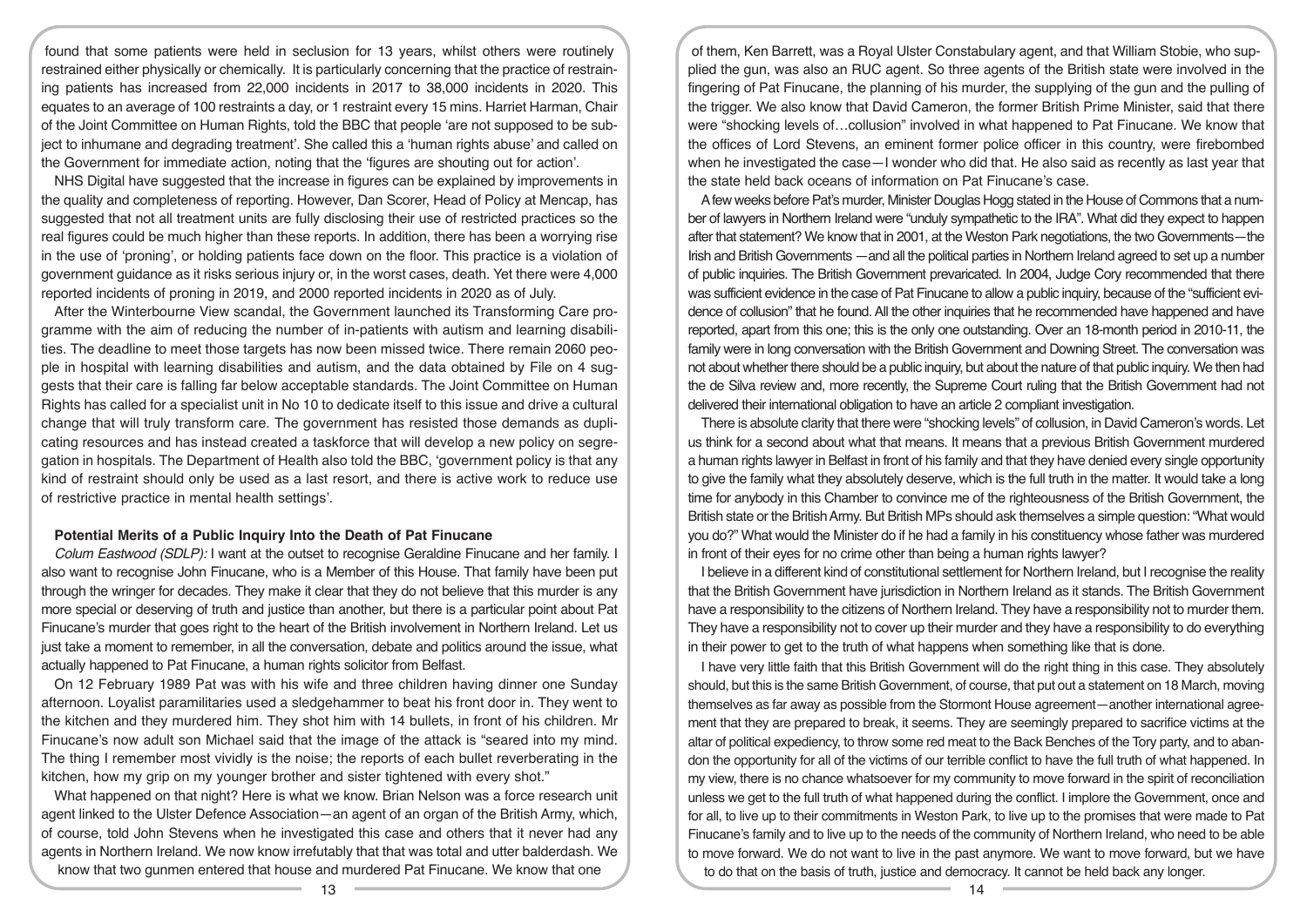found that some patients were held in seclusion for 13 years, whilst others were routinely restrained either physically or chemically. It is particularly concerning that the practice of restraining patients has increased from 22,000 incidents in 2017 to 38,000 incidents in 2020. This equates to an average of 100 restraints a day, or 1 restraint every 15 mins. Harriet Harman, Chair of the Joint Committee on Human Rights, told the BBC that people 'are not supposed to be subject to inhumane and degrading treatment'. She called this a 'human rights abuse' and called on the Government for immediate action, noting that the 'figures are shouting out for action'.

NHS Digital have suggested that the increase in figures can be explained by improvements in the quality and completeness of reporting. However, Dan Scorer, Head of Policy at Mencap, has suggested that not all treatment units are fully disclosing their use of restricted practices so the real figures could be much higher than these reports. In addition, there has been a worrying rise in the use of 'proning', or holding patients face down on the floor. This practice is a violation of government guidance as it risks serious injury or, in the worst cases, death. Yet there were 4,000 reported incidents of proning in 2019, and 2000 reported incidents in 2020 as of July.

After the Winterbourne View scandal, the Government launched its Transforming Care programme with the aim of reducing the number of in-patients with autism and learning disabilities. The deadline to meet those targets has now been missed twice. There remain 2060 people in hospital with learning disabilities and autism, and the data obtained by File on 4 suggests that their care is falling far below acceptable standards. The Joint Committee on Human Rights has called for a specialist unit in No 10 to dedicate itself to this issue and drive a cultural change that will truly transform care. The government has resisted those demands as duplicating resources and has instead created a taskforce that will develop a new policy on segregation in hospitals. The Department of Health also told the BBC, 'government policy is that any kind of restraint should only be used as a last resort, and there is active work to reduce use of restrictive practice in mental health settings'.

### Potential Merits of a Public Inquiry Into the Death of Pat Finucane

*Colum Eastwood (SDLP):* I want at the outset to recognise Geraldine Finucane and her family. I also want to recognise John Finucane, who is a Member of this House. That family have been put through the wringer for decades. They make it clear that they do not believe that this murder is any more special or deserving of truth and justice than another, but there is a particular point about Pat Finucane's murder that goes right to the heart of the British involvement in Northern Ireland. Let us just take a moment to remember, in all the conversation, debate and politics around the issue, what actually happened to Pat Finucane, a human rights solicitor from Belfast.

On 12 February 1989 Pat was with his wife and three children having dinner one Sunday afternoon. Loyalist paramilitaries used a sledgehammer to beat his front door in. They went to the kitchen and they murdered him. They shot him with 14 bullets, in front of his children. Mr Finucane's now adult son Michael said that the image of the attack is "seared into my mind. The thing I remember most vividly is the noise; the reports of each bullet reverberating in the kitchen, how my grip on my younger brother and sister tightened with every shot."

What happened on that night? Here is what we know. Brian Nelson was a force research unit agent linked to the Ulster Defence Association—an agent of an organ of the British Army, which, of course, told John Stevens when he investigated this case and others that it never had any agents in Northern Ireland. We now know irrefutably that that was total and utter balderdash. We know that two gunmen entered that house and murdered Pat Finucane. We know that one of them, Ken Barrett, was a Royal Ulster Constabulary agent, and that William Stobie, who supplied the gun, was also an RUC agent. So three agents of the British state were involved in the fingering of Pat Finucane, the planning of his murder, the supplying of the gun and the pulling of the trigger. We also know that David Cameron, the former British Prime Minister, said that there were "shocking levels of…collusion" involved in what happened to Pat Finucane. We know that the offices of Lord Stevens, an eminent former police officer in this country, were firebombed when he investigated the case—I wonder who did that. He also said as recently as last year that the state held back oceans of information on Pat Finucane's case.

A few weeks before Pat's murder, Minister Douglas Hogg stated in the House of Commons that a number of lawyers in Northern Ireland were "unduly sympathetic to the IRA". What did they expect to happen after that statement? We know that in 2001, at the Weston Park negotiations, the two Governments—the Irish and British Governments —and all the political parties in Northern Ireland agreed to set up a number of public inquiries. The British Government prevaricated. In 2004, Judge Cory recommended that there was sufficient evidence in the case of Pat Finucane to allow a public inquiry, because of the "sufficient evidence of collusion" that he found. All the other inquiries that he recommended have happened and have reported, apart from this one; this is the only one outstanding. Over an 18-month period in 2010-11, the family were in long conversation with the British Government and Downing Street. The conversation was not about whether there should be a public inquiry, but about the nature of that public inquiry. We then had the de Silva review and, more recently, the Supreme Court ruling that the British Government had not delivered their international obligation to have an article 2 compliant investigation.

There is absolute clarity that there were "shocking levels" of collusion, in David Cameron's words. Let us think for a second about what that means. It means that a previous British Government murdered a human rights lawyer in Belfast in front of his family and that they have denied every single opportunity to give the family what they absolutely deserve, which is the full truth in the matter. It would take a long time for anybody in this Chamber to convince me of the righteousness of the British Government, the British state or the British Army. But British MPs should ask themselves a simple question: "What would you do?" What would the Minister do if he had a family in his constituency whose father was murdered in front of their eyes for no crime other than being a human rights lawyer?

I believe in a different kind of constitutional settlement for Northern Ireland, but I recognise the reality that the British Government have jurisdiction in Northern Ireland as it stands. The British Government have a responsibility to the citizens of Northern Ireland. They have a responsibility not to murder them. They have a responsibility not to cover up their murder and they have a responsibility to do everything in their power to get to the truth of what happens when something like that is done.

I have very little faith that this British Government will do the right thing in this case. They absolutely should, but this is the same British Government, of course, that put out a statement on 18 March, moving themselves as far away as possible from the Stormont House agreement—another international agreement that they are prepared to break, it seems. They are seemingly prepared to sacrifice victims at the altar of political expediency, to throw some red meat to the Back Benches of the Tory party, and to abandon the opportunity for all of the victims of our terrible conflict to have the full truth of what happened. In my view, there is no chance whatsoever for my community to move forward in the spirit of reconciliation unless we get to the full truth of what happened during the conflict. I implore the Government, once and for all, to live up to their commitments in Weston Park, to live up to the promises that were made to Pat Finucane's family and to live up to the needs of the community of Northern Ireland, who need to be able to move forward. We do not want to live in the past anymore. We want to move forward, but we have to do that on the basis of truth, justice and democracy. It cannot be held back any longer.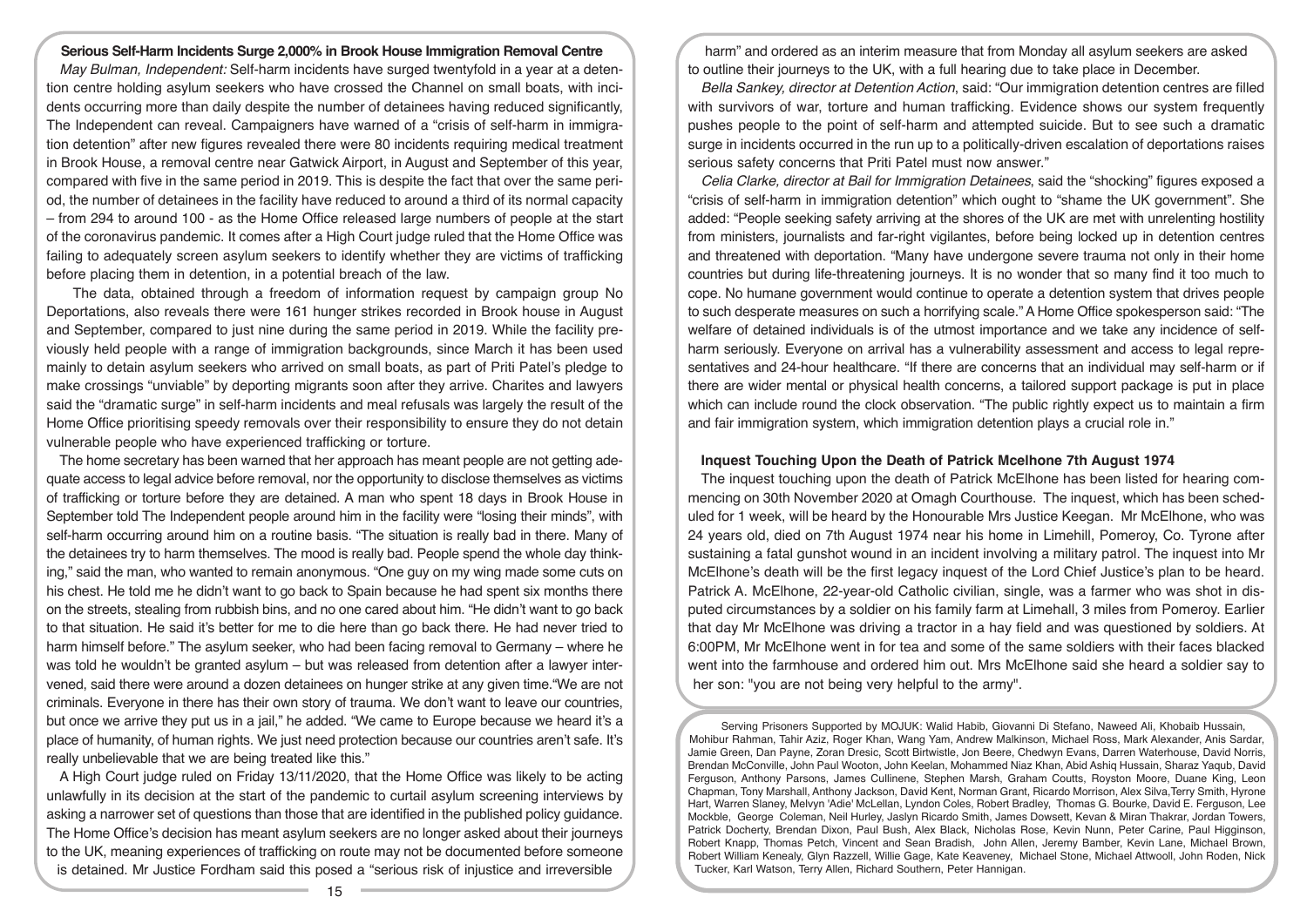### Serious Self-Harm Incidents Surge 2,000% in Brook House Immigration Removal Centre

*May Bulman, Independent:* Self-harm incidents have surged twentyfold in a year at a detention centre holding asylum seekers who have crossed the Channel on small boats, with incidents occurring more than daily despite the number of detainees having reduced significantly, The Independent can reveal. Campaigners have warned of a "crisis of self-harm in immigration detention" after new figures revealed there were 80 incidents requiring medical treatment in Brook House, a removal centre near Gatwick Airport, in August and September of this year, compared with five in the same period in 2019. This is despite the fact that over the same period, the number of detainees in the facility have reduced to around a third of its normal capacity – from 294 to around 100 - as the Home Office released large numbers of people at the start of the coronavirus pandemic. It comes after a High Court judge ruled that the Home Office was failing to adequately screen asylum seekers to identify whether they are victims of trafficking before placing them in detention, in a potential breach of the law.

The data, obtained through a freedom of information request by campaign group No Deportations, also reveals there were 161 hunger strikes recorded in Brook house in August and September, compared to just nine during the same period in 2019. While the facility previously held people with a range of immigration backgrounds, since March it has been used mainly to detain asylum seekers who arrived on small boats, as part of Priti Patel's pledge to make crossings "unviable" by deporting migrants soon after they arrive. Charites and lawyers said the "dramatic surge" in self-harm incidents and meal refusals was largely the result of the Home Office prioritising speedy removals over their responsibility to ensure they do not detain vulnerable people who have experienced trafficking or torture.

The home secretary has been warned that her approach has meant people are not getting adequate access to legal advice before removal, nor the opportunity to disclose themselves as victims of trafficking or torture before they are detained. A man who spent 18 days in Brook House in September told The Independent people around him in the facility were "losing their minds", with self-harm occurring around him on a routine basis. "The situation is really bad in there. Many of the detainees try to harm themselves. The mood is really bad. People spend the whole day thinking," said the man, who wanted to remain anonymous. "One guy on my wing made some cuts on his chest. He told me he didn't want to go back to Spain because he had spent six months there on the streets, stealing from rubbish bins, and no one cared about him. "He didn't want to go back to that situation. He said it's better for me to die here than go back there. He had never tried to harm himself before." The asylum seeker, who had been facing removal to Germany – where he was told he wouldn't be granted asylum – but was released from detention after a lawyer intervened, said there were around a dozen detainees on hunger strike at any given time."We are not criminals. Everyone in there has their own story of trauma. We don't want to leave our countries, but once we arrive they put us in a jail," he added. "We came to Europe because we heard it's a place of humanity, of human rights. We just need protection because our countries aren't safe. It's really unbelievable that we are being treated like this."

A High Court judge ruled on Friday 13/11/2020, that the Home Office was likely to be acting unlawfully in its decision at the start of the pandemic to curtail asylum screening interviews by asking a narrower set of questions than those that are identified in the published policy guidance. The Home Office's decision has meant asylum seekers are no longer asked about their journeys to the UK, meaning experiences of trafficking on route may not be documented before someone is detained. Mr Justice Fordham said this posed a "serious risk of injustice and irreversible harm" and ordered as an interim measure that from Monday all asylum seekers are asked to outline their journeys to the UK, with a full hearing due to take place in December.

*Bella Sankey, director at Detention Action*, said: "Our immigration detention centres are filled with survivors of war, torture and human trafficking. Evidence shows our system frequently pushes people to the point of self-harm and attempted suicide. But to see such a dramatic surge in incidents occurred in the run up to a politically-driven escalation of deportations raises serious safety concerns that Priti Patel must now answer."

*Celia Clarke, director at Bail for Immigration Detainees*, said the "shocking" figures exposed a "crisis of self-harm in immigration detention" which ought to "shame the UK government". She added: "People seeking safety arriving at the shores of the UK are met with unrelenting hostility from ministers, journalists and far-right vigilantes, before being locked up in detention centres and threatened with deportation. "Many have undergone severe trauma not only in their home countries but during life-threatening journeys. It is no wonder that so many find it too much to cope. No humane government would continue to operate a detention system that drives people to such desperate measures on such a horrifying scale." A Home Office spokesperson said: "The welfare of detained individuals is of the utmost importance and we take any incidence of self-harm seriously. Everyone on arrival has a vulnerability assessment and access to legal representatives and 24-hour healthcare. "If there are concerns that an individual may self-harm or if there are wider mental or physical health concerns, a tailored support package is put in place which can include round the clock observation. "The public rightly expect us to maintain a firm and fair immigration system, which immigration detention plays a crucial role in."

### Inquest Touching Upon the Death of Patrick Mcelhone 7th August 1974

The inquest touching upon the death of Patrick McElhone has been listed for hearing commencing on 30th November 2020 at Omagh Courthouse. The inquest, which has been scheduled for 1 week, will be heard by the Honourable Mrs Justice Keegan. Mr McElhone, who was 24 years old, died on 7th August 1974 near his home in Limehill, Pomeroy, Co. Tyrone after sustaining a fatal gunshot wound in an incident involving a military patrol. The inquest into Mr McElhone's death will be the first legacy inquest of the Lord Chief Justice's plan to be heard. Patrick A. McElhone, 22-year-old Catholic civilian, single, was a farmer who was shot in disputed circumstances by a soldier on his family farm at Limehall, 3 miles from Pomeroy. Earlier that day Mr McElhone was driving a tractor in a hay field and was questioned by soldiers. At 6:00PM, Mr McElhone went in for tea and some of the same soldiers with their faces blacked went into the farmhouse and ordered him out. Mrs McElhone said she heard a soldier say to her son: "you are not being very helpful to the army".

Serving Prisoners Supported by MOJUK: Walid Habib, Giovanni Di Stefano, Naweed Ali, Khobaib Hussain, Mohibur Rahman, Tahir Aziz, Roger Khan, Wang Yam, Andrew Malkinson, Michael Ross, Mark Alexander, Anis Sardar, Jamie Green, Dan Payne, Zoran Dresic, Scott Birtwistle, Jon Beere, Chedwyn Evans, Darren Waterhouse, David Norris, Brendan McConville, John Paul Wooton, John Keelan, Mohammed Niaz Khan, Abid Ashiq Hussain, Sharaz Yaqub, David Ferguson, Anthony Parsons, James Cullinene, Stephen Marsh, Graham Coutts, Royston Moore, Duane King, Leon Chapman, Tony Marshall, Anthony Jackson, David Kent, Norman Grant, Ricardo Morrison, Alex Silva,Terry Smith, Hyrone Hart, Warren Slaney, Melvyn 'Adie' McLellan, Lyndon Coles, Robert Bradley, Thomas G. Bourke, David E. Ferguson, Lee Mockble, George Coleman, Neil Hurley, Jaslyn Ricardo Smith, James Dowsett, Kevan & Miran Thakrar, Jordan Towers, Patrick Docherty, Brendan Dixon, Paul Bush, Alex Black, Nicholas Rose, Kevin Nunn, Peter Carine, Paul Higginson, Robert Knapp, Thomas Petch, Vincent and Sean Bradish, John Allen, Jeremy Bamber, Kevin Lane, Michael Brown, Robert William Kenealy, Glyn Razzell, Willie Gage, Kate Keaveney, Michael Stone, Michael Attwooll, John Roden, Nick Tucker, Karl Watson, Terry Allen, Richard Southern, Peter Hannigan.